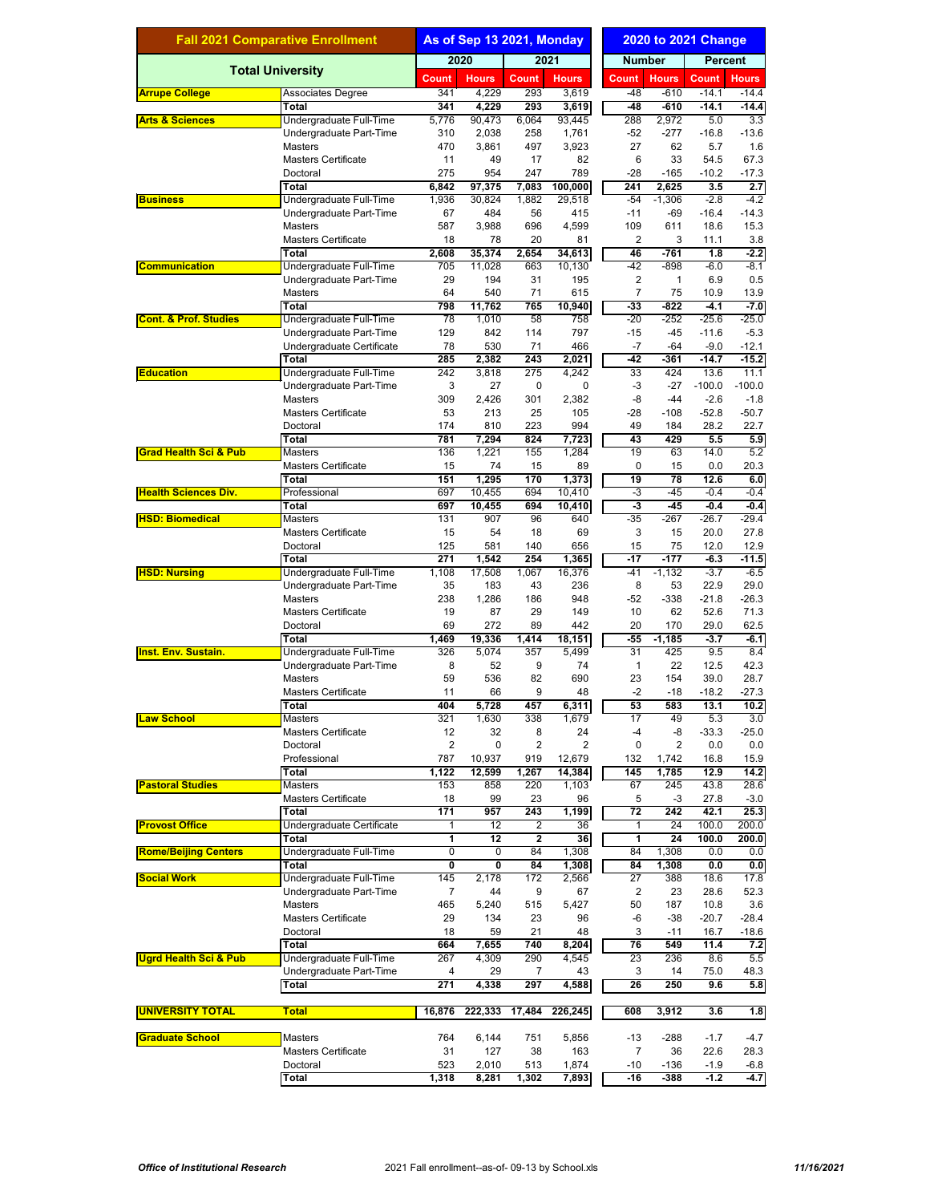| Fall 2021 Comparative Enrollment | | As of Sep 13 2021, Monday | | | | 2020 to 2021 Change | | | |
|---|---|---|---|---|---|---|---|---|---|
| Total University | | 2020 | | 2021 | | Number | | Percent | |
| | | Count | Hours | Count | Hours | Count | Hours | Count | Hours |
| Arrupe College | Associates Degree | 341 | 4,229 | 293 | 3,619 | -48 | -610 | -14.1 | -14.4 |
| | **Total** | **341** | **4,229** | **293** | **3,619** | **-48** | **-610** | **-14.1** | **-14.4** |
| Arts & Sciences | Undergraduate Full-Time | 5,776 | 90,473 | 6,064 | 93,445 | 288 | 2,972 | 5.0 | 3.3 |
| | Undergraduate Part-Time | 310 | 2,038 | 258 | 1,761 | -52 | -277 | -16.8 | -13.6 |
| | Masters | 470 | 3,861 | 497 | 3,923 | 27 | 62 | 5.7 | 1.6 |
| | Masters Certificate | 11 | 49 | 17 | 82 | 6 | 33 | 54.5 | 67.3 |
| | Doctoral | 275 | 954 | 247 | 789 | -28 | -165 | -10.2 | -17.3 |
| | **Total** | **6,842** | **97,375** | **7,083** | **100,000** | **241** | **2,625** | **3.5** | **2.7** |
| Business | Undergraduate Full-Time | 1,936 | 30,824 | 1,882 | 29,518 | -54 | -1,306 | -2.8 | -4.2 |
| | Undergraduate Part-Time | 67 | 484 | 56 | 415 | -11 | -69 | -16.4 | -14.3 |
| | Masters | 587 | 3,988 | 696 | 4,599 | 109 | 611 | 18.6 | 15.3 |
| | Masters Certificate | 18 | 78 | 20 | 81 | 2 | 3 | 11.1 | 3.8 |
| | **Total** | **2,608** | **35,374** | **2,654** | **34,613** | **46** | **-761** | **1.8** | **-2.2** |
| Communication | Undergraduate Full-Time | 705 | 11,028 | 663 | 10,130 | -42 | -898 | -6.0 | -8.1 |
| | Undergraduate Part-Time | 29 | 194 | 31 | 195 | 2 | 1 | 6.9 | 0.5 |
| | Masters | 64 | 540 | 71 | 615 | 7 | 75 | 10.9 | 13.9 |
| | **Total** | **798** | **11,762** | **765** | **10,940** | **-33** | **-822** | **-4.1** | **-7.0** |
| Cont. & Prof. Studies | Undergraduate Full-Time | 78 | 1,010 | 58 | 758 | -20 | -252 | -25.6 | -25.0 |
| | Undergraduate Part-Time | 129 | 842 | 114 | 797 | -15 | -45 | -11.6 | -5.3 |
| | Undergraduate Certificate | 78 | 530 | 71 | 466 | -7 | -64 | -9.0 | -12.1 |
| | **Total** | **285** | **2,382** | **243** | **2,021** | **-42** | **-361** | **-14.7** | **-15.2** |
| Education | Undergraduate Full-Time | 242 | 3,818 | 275 | 4,242 | 33 | 424 | 13.6 | 11.1 |
| | Undergraduate Part-Time | 3 | 27 | 0 | 0 | -3 | -27 | -100.0 | -100.0 |
| | Masters | 309 | 2,426 | 301 | 2,382 | -8 | -44 | -2.6 | -1.8 |
| | Masters Certificate | 53 | 213 | 25 | 105 | -28 | -108 | -52.8 | -50.7 |
| | Doctoral | 174 | 810 | 223 | 994 | 49 | 184 | 28.2 | 22.7 |
| | **Total** | **781** | **7,294** | **824** | **7,723** | **43** | **429** | **5.5** | **5.9** |
| Grad Health Sci & Pub | Masters | 136 | 1,221 | 155 | 1,284 | 19 | 63 | 14.0 | 5.2 |
| | Masters Certificate | 15 | 74 | 15 | 89 | 0 | 15 | 0.0 | 20.3 |
| | **Total** | **151** | **1,295** | **170** | **1,373** | **19** | **78** | **12.6** | **6.0** |
| Health Sciences Div. | Professional | 697 | 10,455 | 694 | 10,410 | -3 | -45 | -0.4 | -0.4 |
| | **Total** | **697** | **10,455** | **694** | **10,410** | **-3** | **-45** | **-0.4** | **-0.4** |
| HSD: Biomedical | Masters | 131 | 907 | 96 | 640 | -35 | -267 | -26.7 | -29.4 |
| | Masters Certificate | 15 | 54 | 18 | 69 | 3 | 15 | 20.0 | 27.8 |
| | Doctoral | 125 | 581 | 140 | 656 | 15 | 75 | 12.0 | 12.9 |
| | **Total** | **271** | **1,542** | **254** | **1,365** | **-17** | **-177** | **-6.3** | **-11.5** |
| HSD: Nursing | Undergraduate Full-Time | 1,108 | 17,508 | 1,067 | 16,376 | -41 | -1,132 | -3.7 | -6.5 |
| | Undergraduate Part-Time | 35 | 183 | 43 | 236 | 8 | 53 | 22.9 | 29.0 |
| | Masters | 238 | 1,286 | 186 | 948 | -52 | -338 | -21.8 | -26.3 |
| | Masters Certificate | 19 | 87 | 29 | 149 | 10 | 62 | 52.6 | 71.3 |
| | Doctoral | 69 | 272 | 89 | 442 | 20 | 170 | 29.0 | 62.5 |
| | **Total** | **1,469** | **19,336** | **1,414** | **18,151** | **-55** | **-1,185** | **-3.7** | **-6.1** |
| Inst. Env. Sustain. | Undergraduate Full-Time | 326 | 5,074 | 357 | 5,499 | 31 | 425 | 9.5 | 8.4 |
| | Undergraduate Part-Time | 8 | 52 | 9 | 74 | 1 | 22 | 12.5 | 42.3 |
| | Masters | 59 | 536 | 82 | 690 | 23 | 154 | 39.0 | 28.7 |
| | Masters Certificate | 11 | 66 | 9 | 48 | -2 | -18 | -18.2 | -27.3 |
| | **Total** | **404** | **5,728** | **457** | **6,311** | **53** | **583** | **13.1** | **10.2** |
| Law School | Masters | 321 | 1,630 | 338 | 1,679 | 17 | 49 | 5.3 | 3.0 |
| | Masters Certificate | 12 | 32 | 8 | 24 | -4 | -8 | -33.3 | -25.0 |
| | Doctoral | 2 | 0 | 2 | 2 | 0 | 2 | 0.0 | 0.0 |
| | Professional | 787 | 10,937 | 919 | 12,679 | 132 | 1,742 | 16.8 | 15.9 |
| | **Total** | **1,122** | **12,599** | **1,267** | **14,384** | **145** | **1,785** | **12.9** | **14.2** |
| Pastoral Studies | Masters | 153 | 858 | 220 | 1,103 | 67 | 245 | 43.8 | 28.6 |
| | Masters Certificate | 18 | 99 | 23 | 96 | 5 | -3 | 27.8 | -3.0 |
| | **Total** | **171** | **957** | **243** | **1,199** | **72** | **242** | **42.1** | **25.3** |
| Provost Office | Undergraduate Certificate | 1 | 12 | 2 | 36 | 1 | 24 | 100.0 | 200.0 |
| | **Total** | **1** | **12** | **2** | **36** | **1** | **24** | **100.0** | **200.0** |
| Rome/Beijing Centers | Undergraduate Full-Time | 0 | 0 | 84 | 1,308 | 84 | 1,308 | 0.0 | 0.0 |
| | **Total** | **0** | **0** | **84** | **1,308** | **84** | **1,308** | **0.0** | **0.0** |
| Social Work | Undergraduate Full-Time | 145 | 2,178 | 172 | 2,566 | 27 | 388 | 18.6 | 17.8 |
| | Undergraduate Part-Time | 7 | 44 | 9 | 67 | 2 | 23 | 28.6 | 52.3 |
| | Masters | 465 | 5,240 | 515 | 5,427 | 50 | 187 | 10.8 | 3.6 |
| | Masters Certificate | 29 | 134 | 23 | 96 | -6 | -38 | -20.7 | -28.4 |
| | Doctoral | 18 | 59 | 21 | 48 | 3 | -11 | 16.7 | -18.6 |
| | **Total** | **664** | **7,655** | **740** | **8,204** | **76** | **549** | **11.4** | **7.2** |
| Ugrd Health Sci & Pub | Undergraduate Full-Time | 267 | 4,309 | 290 | 4,545 | 23 | 236 | 8.6 | 5.5 |
| | Undergraduate Part-Time | 4 | 29 | 7 | 43 | 3 | 14 | 75.0 | 48.3 |
| | **Total** | **271** | **4,338** | **297** | **4,588** | **26** | **250** | **9.6** | **5.8** |
| **UNIVERSITY TOTAL** | **Total** | **16,876** | **222,333** | **17,484** | **226,245** | **608** | **3,912** | **3.6** | **1.8** |
| Graduate School | Masters | 764 | 6,144 | 751 | 5,856 | -13 | -288 | -1.7 | -4.7 |
| | Masters Certificate | 31 | 127 | 38 | 163 | 7 | 36 | 22.6 | 28.3 |
| | Doctoral | 523 | 2,010 | 513 | 1,874 | -10 | -136 | -1.9 | -6.8 |
| | **Total** | **1,318** | **8,281** | **1,302** | **7,893** | **-16** | **-388** | **-1.2** | **-4.7** |

*Office of Institutional Research* 2021 Fall enrollment--as-of- 09-13 by School.xls *11/16/2021*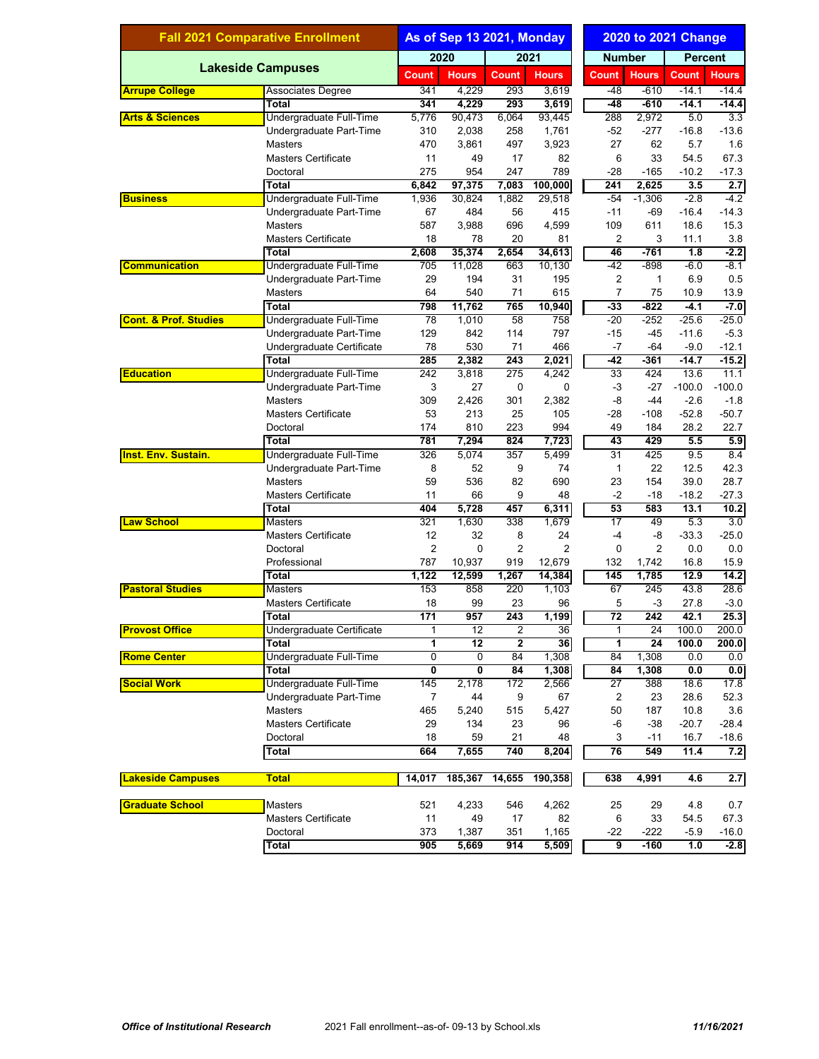| Fall 2021 Comparative Enrollment | | As of Sep 13 2021, Monday | | | | 2020 to 2021 Change | | | |
|---|---|---|---|---|---|---|---|---|---|
| Lakeside Campuses | | 2020 | | 2021 | | Number | | Percent | |
| | | Count | Hours | Count | Hours | Count | Hours | Count | Hours |
| **Arrupe College** | Associates Degree | 341 | 4,229 | 293 | 3,619 | -48 | -610 | -14.1 | -14.4 |
| | **Total** | **341** | **4,229** | **293** | **3,619** | **-48** | **-610** | **-14.1** | **-14.4** |
| **Arts & Sciences** | Undergraduate Full-Time | 5,776 | 90,473 | 6,064 | 93,445 | 288 | 2,972 | 5.0 | 3.3 |
| | Undergraduate Part-Time | 310 | 2,038 | 258 | 1,761 | -52 | -277 | -16.8 | -13.6 |
| | Masters | 470 | 3,861 | 497 | 3,923 | 27 | 62 | 5.7 | 1.6 |
| | Masters Certificate | 11 | 49 | 17 | 82 | 6 | 33 | 54.5 | 67.3 |
| | Doctoral | 275 | 954 | 247 | 789 | -28 | -165 | -10.2 | -17.3 |
| | **Total** | **6,842** | **97,375** | **7,083** | **100,000** | **241** | **2,625** | **3.5** | **2.7** |
| **Business** | Undergraduate Full-Time | 1,936 | 30,824 | 1,882 | 29,518 | -54 | -1,306 | -2.8 | -4.2 |
| | Undergraduate Part-Time | 67 | 484 | 56 | 415 | -11 | -69 | -16.4 | -14.3 |
| | Masters | 587 | 3,988 | 696 | 4,599 | 109 | 611 | 18.6 | 15.3 |
| | Masters Certificate | 18 | 78 | 20 | 81 | 2 | 3 | 11.1 | 3.8 |
| | **Total** | **2,608** | **35,374** | **2,654** | **34,613** | **46** | **-761** | **1.8** | **-2.2** |
| **Communication** | Undergraduate Full-Time | 705 | 11,028 | 663 | 10,130 | -42 | -898 | -6.0 | -8.1 |
| | Undergraduate Part-Time | 29 | 194 | 31 | 195 | 2 | 1 | 6.9 | 0.5 |
| | Masters | 64 | 540 | 71 | 615 | 7 | 75 | 10.9 | 13.9 |
| | **Total** | **798** | **11,762** | **765** | **10,940** | **-33** | **-822** | **-4.1** | **-7.0** |
| **Cont. & Prof. Studies** | Undergraduate Full-Time | 78 | 1,010 | 58 | 758 | -20 | -252 | -25.6 | -25.0 |
| | Undergraduate Part-Time | 129 | 842 | 114 | 797 | -15 | -45 | -11.6 | -5.3 |
| | Undergraduate Certificate | 78 | 530 | 71 | 466 | -7 | -64 | -9.0 | -12.1 |
| | **Total** | **285** | **2,382** | **243** | **2,021** | **-42** | **-361** | **-14.7** | **-15.2** |
| **Education** | Undergraduate Full-Time | 242 | 3,818 | 275 | 4,242 | 33 | 424 | 13.6 | 11.1 |
| | Undergraduate Part-Time | 3 | 27 | 0 | 0 | -3 | -27 | -100.0 | -100.0 |
| | Masters | 309 | 2,426 | 301 | 2,382 | -8 | -44 | -2.6 | -1.8 |
| | Masters Certificate | 53 | 213 | 25 | 105 | -28 | -108 | -52.8 | -50.7 |
| | Doctoral | 174 | 810 | 223 | 994 | 49 | 184 | 28.2 | 22.7 |
| | **Total** | **781** | **7,294** | **824** | **7,723** | **43** | **429** | **5.5** | **5.9** |
| **Inst. Env. Sustain.** | Undergraduate Full-Time | 326 | 5,074 | 357 | 5,499 | 31 | 425 | 9.5 | 8.4 |
| | Undergraduate Part-Time | 8 | 52 | 9 | 74 | 1 | 22 | 12.5 | 42.3 |
| | Masters | 59 | 536 | 82 | 690 | 23 | 154 | 39.0 | 28.7 |
| | Masters Certificate | 11 | 66 | 9 | 48 | -2 | -18 | -18.2 | -27.3 |
| | **Total** | **404** | **5,728** | **457** | **6,311** | **53** | **583** | **13.1** | **10.2** |
| **Law School** | Masters | 321 | 1,630 | 338 | 1,679 | 17 | 49 | 5.3 | 3.0 |
| | Masters Certificate | 12 | 32 | 8 | 24 | -4 | -8 | -33.3 | -25.0 |
| | Doctoral | 2 | 0 | 2 | 2 | 0 | 2 | 0.0 | 0.0 |
| | Professional | 787 | 10,937 | 919 | 12,679 | 132 | 1,742 | 16.8 | 15.9 |
| | **Total** | **1,122** | **12,599** | **1,267** | **14,384** | **145** | **1,785** | **12.9** | **14.2** |
| **Pastoral Studies** | Masters | 153 | 858 | 220 | 1,103 | 67 | 245 | 43.8 | 28.6 |
| | Masters Certificate | 18 | 99 | 23 | 96 | 5 | -3 | 27.8 | -3.0 |
| | **Total** | **171** | **957** | **243** | **1,199** | **72** | **242** | **42.1** | **25.3** |
| **Provost Office** | Undergraduate Certificate | 1 | 12 | 2 | 36 | 1 | 24 | 100.0 | 200.0 |
| | **Total** | **1** | **12** | **2** | **36** | **1** | **24** | **100.0** | **200.0** |
| **Rome Center** | Undergraduate Full-Time | 0 | 0 | 84 | 1,308 | 84 | 1,308 | 0.0 | 0.0 |
| | **Total** | **0** | **0** | **84** | **1,308** | **84** | **1,308** | **0.0** | **0.0** |
| **Social Work** | Undergraduate Full-Time | 145 | 2,178 | 172 | 2,566 | 27 | 388 | 18.6 | 17.8 |
| | Undergraduate Part-Time | 7 | 44 | 9 | 67 | 2 | 23 | 28.6 | 52.3 |
| | Masters | 465 | 5,240 | 515 | 5,427 | 50 | 187 | 10.8 | 3.6 |
| | Masters Certificate | 29 | 134 | 23 | 96 | -6 | -38 | -20.7 | -28.4 |
| | Doctoral | 18 | 59 | 21 | 48 | 3 | -11 | 16.7 | -18.6 |
| | **Total** | **664** | **7,655** | **740** | **8,204** | **76** | **549** | **11.4** | **7.2** |
| **Lakeside Campuses** | **Total** | **14,017** | **185,367** | **14,655** | **190,358** | **638** | **4,991** | **4.6** | **2.7** |
| **Graduate School** | Masters | 521 | 4,233 | 546 | 4,262 | 25 | 29 | 4.8 | 0.7 |
| | Masters Certificate | 11 | 49 | 17 | 82 | 6 | 33 | 54.5 | 67.3 |
| | Doctoral | 373 | 1,387 | 351 | 1,165 | -22 | -222 | -5.9 | -16.0 |
| | **Total** | **905** | **5,669** | **914** | **5,509** | **9** | **-160** | **1.0** | **-2.8** |

***Office of Institutional Research*** 2021 Fall enrollment--as-of- 09-13 by School.xls ***11/16/2021***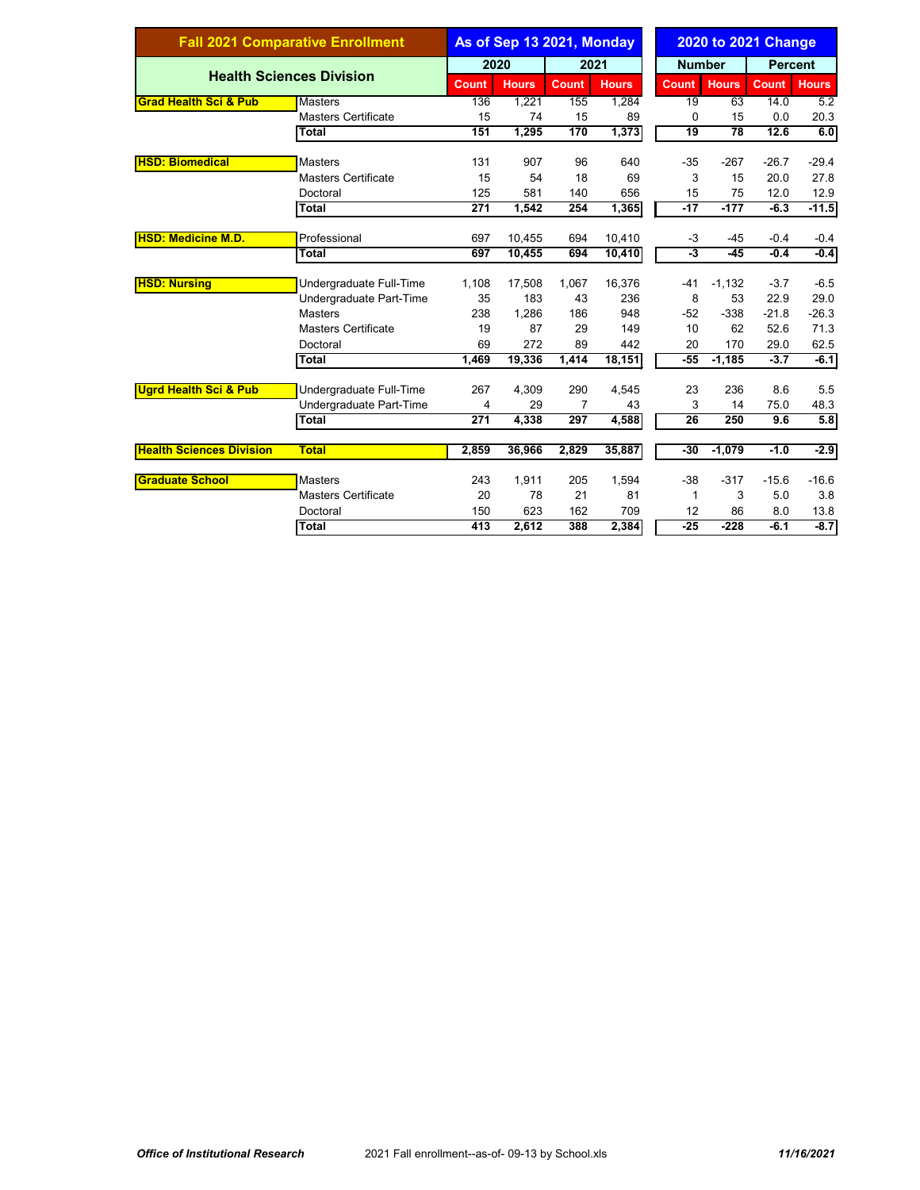| Fall 2021 Comparative Enrollment | | As of Sep 13 2021, Monday | | | | 2020 to 2021 Change | | | |
|---|---|---|---|---|---|---|---|---|---|
| Health Sciences Division | | 2020 | | 2021 | | Number | | Percent | |
| | | Count | Hours | Count | Hours | Count | Hours | Count | Hours |
| **Grad Health Sci & Pub** | Masters | 136 | 1,221 | 155 | 1,284 | 19 | 63 | 14.0 | 5.2 |
| | Masters Certificate | 15 | 74 | 15 | 89 | 0 | 15 | 0.0 | 20.3 |
| | **Total** | **151** | **1,295** | **170** | **1,373** | **19** | **78** | **12.6** | **6.0** |
| **HSD: Biomedical** | Masters | 131 | 907 | 96 | 640 | -35 | -267 | -26.7 | -29.4 |
| | Masters Certificate | 15 | 54 | 18 | 69 | 3 | 15 | 20.0 | 27.8 |
| | Doctoral | 125 | 581 | 140 | 656 | 15 | 75 | 12.0 | 12.9 |
| | **Total** | **271** | **1,542** | **254** | **1,365** | **-17** | **-177** | **-6.3** | **-11.5** |
| **HSD: Medicine M.D.** | Professional | 697 | 10,455 | 694 | 10,410 | -3 | -45 | -0.4 | -0.4 |
| | **Total** | **697** | **10,455** | **694** | **10,410** | **-3** | **-45** | **-0.4** | **-0.4** |
| **HSD: Nursing** | Undergraduate Full-Time | 1,108 | 17,508 | 1,067 | 16,376 | -41 | -1,132 | -3.7 | -6.5 |
| | Undergraduate Part-Time | 35 | 183 | 43 | 236 | 8 | 53 | 22.9 | 29.0 |
| | Masters | 238 | 1,286 | 186 | 948 | -52 | -338 | -21.8 | -26.3 |
| | Masters Certificate | 19 | 87 | 29 | 149 | 10 | 62 | 52.6 | 71.3 |
| | Doctoral | 69 | 272 | 89 | 442 | 20 | 170 | 29.0 | 62.5 |
| | **Total** | **1,469** | **19,336** | **1,414** | **18,151** | **-55** | **-1,185** | **-3.7** | **-6.1** |
| **Ugrd Health Sci & Pub** | Undergraduate Full-Time | 267 | 4,309 | 290 | 4,545 | 23 | 236 | 8.6 | 5.5 |
| | Undergraduate Part-Time | 4 | 29 | 7 | 43 | 3 | 14 | 75.0 | 48.3 |
| | **Total** | **271** | **4,338** | **297** | **4,588** | **26** | **250** | **9.6** | **5.8** |
| **Health Sciences Division** | **Total** | **2,859** | **36,966** | **2,829** | **35,887** | **-30** | **-1,079** | **-1.0** | **-2.9** |
| **Graduate School** | Masters | 243 | 1,911 | 205 | 1,594 | -38 | -317 | -15.6 | -16.6 |
| | Masters Certificate | 20 | 78 | 21 | 81 | 1 | 3 | 5.0 | 3.8 |
| | Doctoral | 150 | 623 | 162 | 709 | 12 | 86 | 8.0 | 13.8 |
| | **Total** | **413** | **2,612** | **388** | **2,384** | **-25** | **-228** | **-6.1** | **-8.7** |

*Office of Institutional Research* 2021 Fall enrollment--as-of- 09-13 by School.xls *11/16/2021*